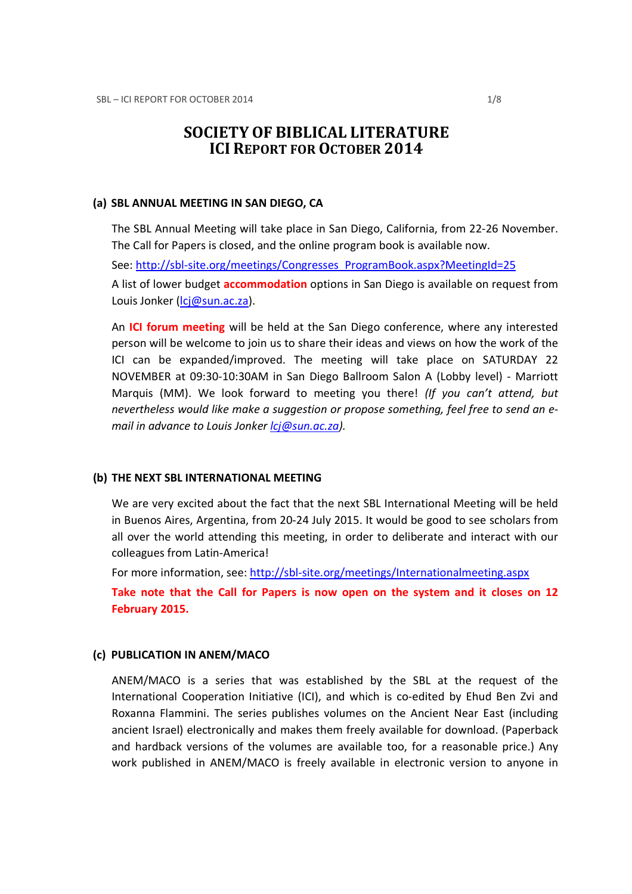# SOCIETY OF BIBLICAL LITERATURE
# ICI REPORT FOR OCTOBER 2014

## (a) SBL ANNUAL MEETING IN SAN DIEGO, CA

The SBL Annual Meeting will take place in San Diego, California, from 22-26 November. The Call for Papers is closed, and the online program book is available now.

See: [http://sbl-site.org/meetings/Congresses_ProgramBook.aspx?MeetingId=25](http://sbl-site.org/meetings/Congresses_ProgramBook.aspx?MeetingId=25)

A list of lower budget **accommodation** options in San Diego is available on request from Louis Jonker ([lcj@sun.ac.za](mailto:lcj@sun.ac.za)).

An **ICI forum meeting** will be held at the San Diego conference, where any interested person will be welcome to join us to share their ideas and views on how the work of the ICI can be expanded/improved. The meeting will take place on SATURDAY 22 NOVEMBER at 09:30-10:30AM in San Diego Ballroom Salon A (Lobby level) - Marriott Marquis (MM). We look forward to meeting you there! *(If you can't attend, but nevertheless would like make a suggestion or propose something, feel free to send an e-mail in advance to Louis Jonker [lcj@sun.ac.za](mailto:lcj@sun.ac.za)).*

## (b) THE NEXT SBL INTERNATIONAL MEETING

We are very excited about the fact that the next SBL International Meeting will be held in Buenos Aires, Argentina, from 20-24 July 2015. It would be good to see scholars from all over the world attending this meeting, in order to deliberate and interact with our colleagues from Latin-America!

For more information, see: [http://sbl-site.org/meetings/Internationalmeeting.aspx](http://sbl-site.org/meetings/Internationalmeeting.aspx)

**Take note that the Call for Papers is now open on the system and it closes on 12 February 2015.**

## (c) PUBLICATION IN ANEM/MACO

ANEM/MACO is a series that was established by the SBL at the request of the International Cooperation Initiative (ICI), and which is co-edited by Ehud Ben Zvi and Roxanna Flammini. The series publishes volumes on the Ancient Near East (including ancient Israel) electronically and makes them freely available for download. (Paperback and hardback versions of the volumes are available too, for a reasonable price.) Any work published in ANEM/MACO is freely available in electronic version to anyone in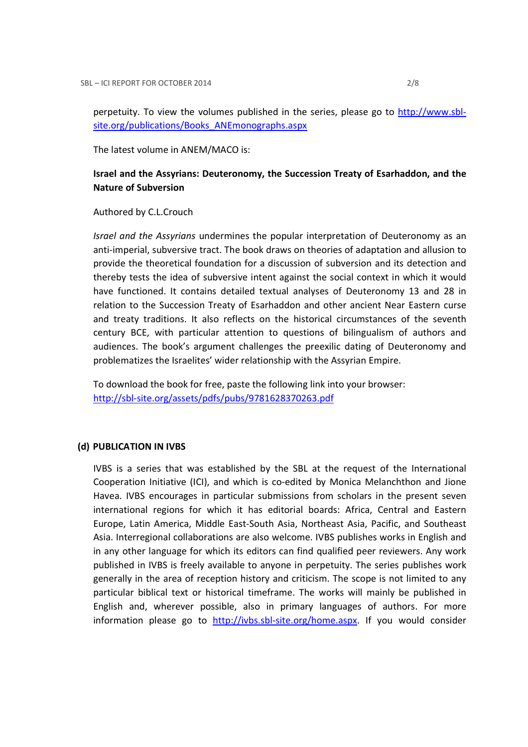perpetuity. To view the volumes published in the series, please go to [http://www.sbl-site.org/publications/Books_ANEmonographs.aspx](http://www.sbl-site.org/publications/Books_ANEmonographs.aspx)

The latest volume in ANEM/MACO is:

**Israel and the Assyrians: Deuteronomy, the Succession Treaty of Esarhaddon, and the Nature of Subversion**

Authored by C.L.Crouch

*Israel and the Assyrians* undermines the popular interpretation of Deuteronomy as an anti-imperial, subversive tract. The book draws on theories of adaptation and allusion to provide the theoretical foundation for a discussion of subversion and its detection and thereby tests the idea of subversive intent against the social context in which it would have functioned. It contains detailed textual analyses of Deuteronomy 13 and 28 in relation to the Succession Treaty of Esarhaddon and other ancient Near Eastern curse and treaty traditions. It also reflects on the historical circumstances of the seventh century BCE, with particular attention to questions of bilingualism of authors and audiences. The book's argument challenges the preexilic dating of Deuteronomy and problematizes the Israelites' wider relationship with the Assyrian Empire.

To download the book for free, paste the following link into your browser:
[http://sbl-site.org/assets/pdfs/pubs/9781628370263.pdf](http://sbl-site.org/assets/pdfs/pubs/9781628370263.pdf)

### (d) PUBLICATION IN IVBS

IVBS is a series that was established by the SBL at the request of the International Cooperation Initiative (ICI), and which is co-edited by Monica Melanchthon and Jione Havea. IVBS encourages in particular submissions from scholars in the present seven international regions for which it has editorial boards: Africa, Central and Eastern Europe, Latin America, Middle East-South Asia, Northeast Asia, Pacific, and Southeast Asia. Interregional collaborations are also welcome. IVBS publishes works in English and in any other language for which its editors can find qualified peer reviewers. Any work published in IVBS is freely available to anyone in perpetuity. The series publishes work generally in the area of reception history and criticism. The scope is not limited to any particular biblical text or historical timeframe. The works will mainly be published in English and, wherever possible, also in primary languages of authors. For more information please go to [http://ivbs.sbl-site.org/home.aspx](http://ivbs.sbl-site.org/home.aspx). If you would consider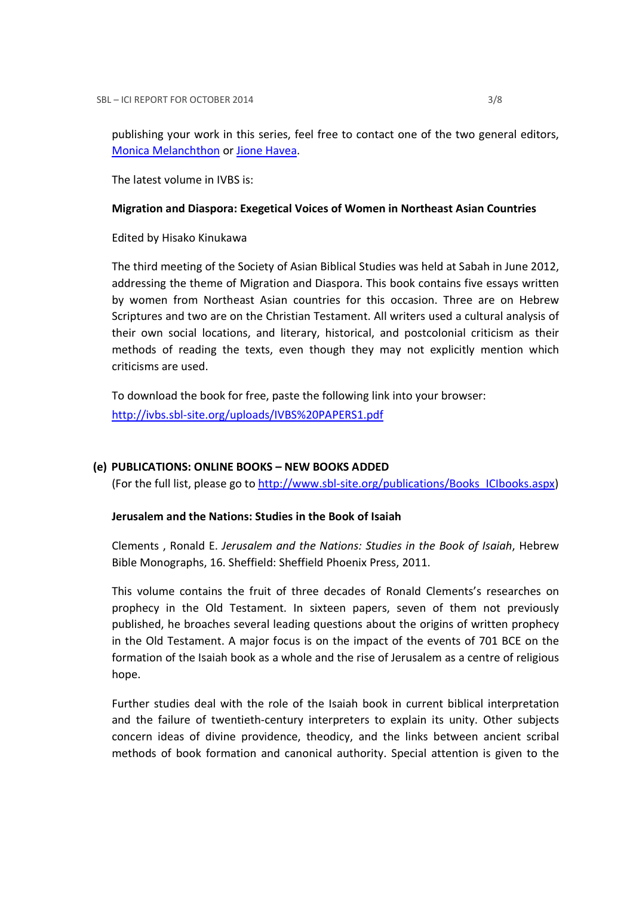publishing your work in this series, feel free to contact one of the two general editors, [Monica Melanchthon](#) or [Jione Havea](#).

The latest volume in IVBS is:

**Migration and Diaspora: Exegetical Voices of Women in Northeast Asian Countries**

Edited by Hisako Kinukawa

The third meeting of the Society of Asian Biblical Studies was held at Sabah in June 2012, addressing the theme of Migration and Diaspora. This book contains five essays written by women from Northeast Asian countries for this occasion. Three are on Hebrew Scriptures and two are on the Christian Testament. All writers used a cultural analysis of their own social locations, and literary, historical, and postcolonial criticism as their methods of reading the texts, even though they may not explicitly mention which criticisms are used.

To download the book for free, paste the following link into your browser:
[http://ivbs.sbl-site.org/uploads/IVBS%20PAPERS1.pdf](http://ivbs.sbl-site.org/uploads/IVBS%20PAPERS1.pdf)

### (e) PUBLICATIONS: ONLINE BOOKS – NEW BOOKS ADDED

(For the full list, please go to [http://www.sbl-site.org/publications/Books_ICIbooks.aspx](http://www.sbl-site.org/publications/Books_ICIbooks.aspx))

**Jerusalem and the Nations: Studies in the Book of Isaiah**

Clements , Ronald E. *Jerusalem and the Nations: Studies in the Book of Isaiah*, Hebrew Bible Monographs, 16. Sheffield: Sheffield Phoenix Press, 2011.

This volume contains the fruit of three decades of Ronald Clements's researches on prophecy in the Old Testament. In sixteen papers, seven of them not previously published, he broaches several leading questions about the origins of written prophecy in the Old Testament. A major focus is on the impact of the events of 701 BCE on the formation of the Isaiah book as a whole and the rise of Jerusalem as a centre of religious hope.

Further studies deal with the role of the Isaiah book in current biblical interpretation and the failure of twentieth-century interpreters to explain its unity. Other subjects concern ideas of divine providence, theodicy, and the links between ancient scribal methods of book formation and canonical authority. Special attention is given to the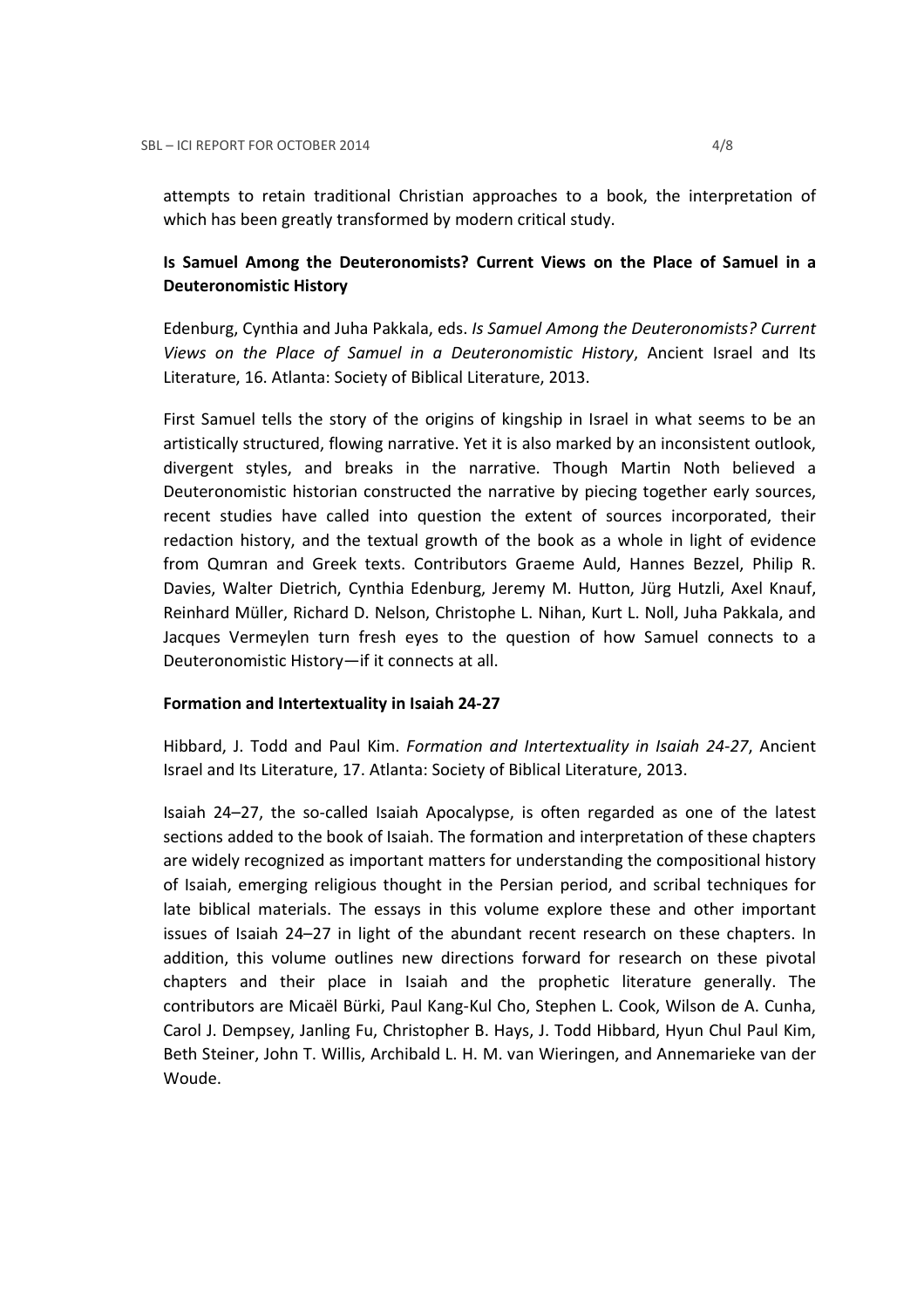attempts to retain traditional Christian approaches to a book, the interpretation of which has been greatly transformed by modern critical study.

**Is Samuel Among the Deuteronomists? Current Views on the Place of Samuel in a Deuteronomistic History**

Edenburg, Cynthia and Juha Pakkala, eds. *Is Samuel Among the Deuteronomists? Current Views on the Place of Samuel in a Deuteronomistic History*, Ancient Israel and Its Literature, 16. Atlanta: Society of Biblical Literature, 2013.

First Samuel tells the story of the origins of kingship in Israel in what seems to be an artistically structured, flowing narrative. Yet it is also marked by an inconsistent outlook, divergent styles, and breaks in the narrative. Though Martin Noth believed a Deuteronomistic historian constructed the narrative by piecing together early sources, recent studies have called into question the extent of sources incorporated, their redaction history, and the textual growth of the book as a whole in light of evidence from Qumran and Greek texts. Contributors Graeme Auld, Hannes Bezzel, Philip R. Davies, Walter Dietrich, Cynthia Edenburg, Jeremy M. Hutton, Jürg Hutzli, Axel Knauf, Reinhard Müller, Richard D. Nelson, Christophe L. Nihan, Kurt L. Noll, Juha Pakkala, and Jacques Vermeylen turn fresh eyes to the question of how Samuel connects to a Deuteronomistic History—if it connects at all.

**Formation and Intertextuality in Isaiah 24-27**

Hibbard, J. Todd and Paul Kim. *Formation and Intertextuality in Isaiah 24-27*, Ancient Israel and Its Literature, 17. Atlanta: Society of Biblical Literature, 2013.

Isaiah 24–27, the so-called Isaiah Apocalypse, is often regarded as one of the latest sections added to the book of Isaiah. The formation and interpretation of these chapters are widely recognized as important matters for understanding the compositional history of Isaiah, emerging religious thought in the Persian period, and scribal techniques for late biblical materials. The essays in this volume explore these and other important issues of Isaiah 24–27 in light of the abundant recent research on these chapters. In addition, this volume outlines new directions forward for research on these pivotal chapters and their place in Isaiah and the prophetic literature generally. The contributors are Micaël Bürki, Paul Kang-Kul Cho, Stephen L. Cook, Wilson de A. Cunha, Carol J. Dempsey, Janling Fu, Christopher B. Hays, J. Todd Hibbard, Hyun Chul Paul Kim, Beth Steiner, John T. Willis, Archibald L. H. M. van Wieringen, and Annemarieke van der Woude.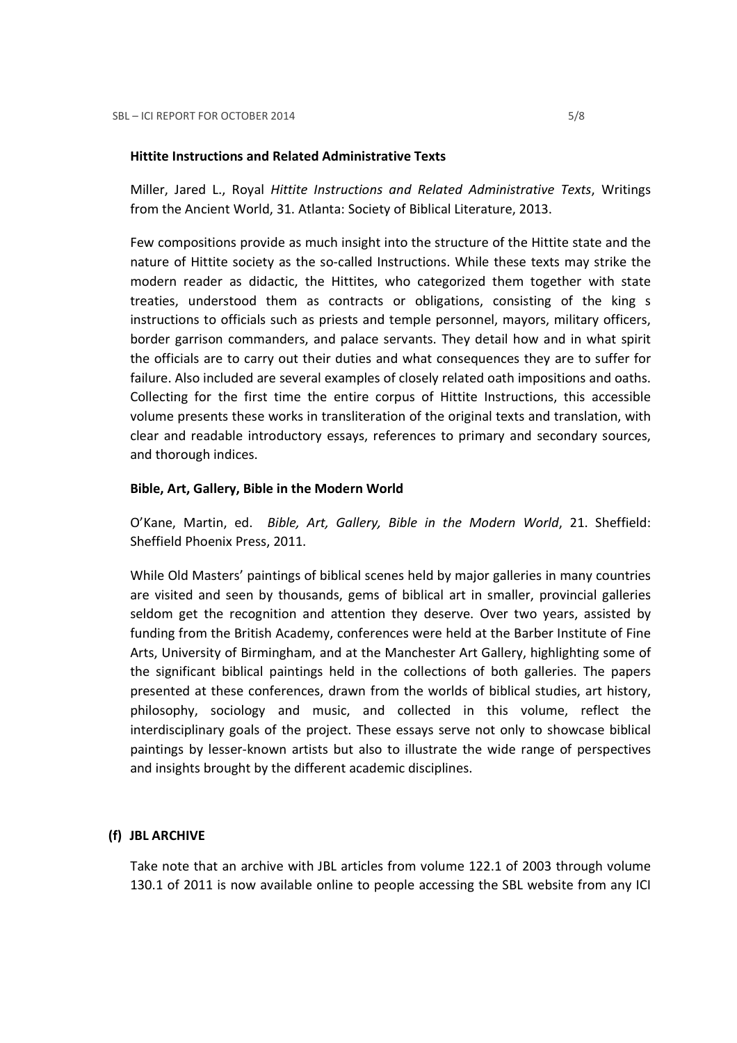**Hittite Instructions and Related Administrative Texts**

Miller, Jared L., Royal *Hittite Instructions and Related Administrative Texts*, Writings from the Ancient World, 31. Atlanta: Society of Biblical Literature, 2013.

Few compositions provide as much insight into the structure of the Hittite state and the nature of Hittite society as the so-called Instructions. While these texts may strike the modern reader as didactic, the Hittites, who categorized them together with state treaties, understood them as contracts or obligations, consisting of the king s instructions to officials such as priests and temple personnel, mayors, military officers, border garrison commanders, and palace servants. They detail how and in what spirit the officials are to carry out their duties and what consequences they are to suffer for failure. Also included are several examples of closely related oath impositions and oaths. Collecting for the first time the entire corpus of Hittite Instructions, this accessible volume presents these works in transliteration of the original texts and translation, with clear and readable introductory essays, references to primary and secondary sources, and thorough indices.

**Bible, Art, Gallery, Bible in the Modern World**

O'Kane, Martin, ed. *Bible, Art, Gallery, Bible in the Modern World*, 21. Sheffield: Sheffield Phoenix Press, 2011.

While Old Masters' paintings of biblical scenes held by major galleries in many countries are visited and seen by thousands, gems of biblical art in smaller, provincial galleries seldom get the recognition and attention they deserve. Over two years, assisted by funding from the British Academy, conferences were held at the Barber Institute of Fine Arts, University of Birmingham, and at the Manchester Art Gallery, highlighting some of the significant biblical paintings held in the collections of both galleries. The papers presented at these conferences, drawn from the worlds of biblical studies, art history, philosophy, sociology and music, and collected in this volume, reflect the interdisciplinary goals of the project. These essays serve not only to showcase biblical paintings by lesser-known artists but also to illustrate the wide range of perspectives and insights brought by the different academic disciplines.

**(f) JBL ARCHIVE**

Take note that an archive with JBL articles from volume 122.1 of 2003 through volume 130.1 of 2011 is now available online to people accessing the SBL website from any ICI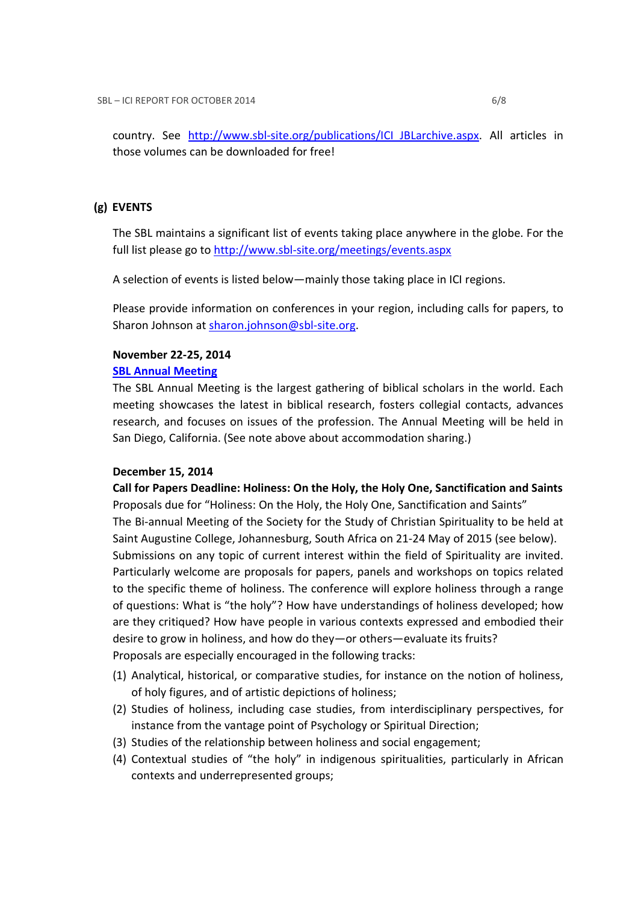country. See http://www.sbl-site.org/publications/ICI_JBLarchive.aspx. All articles in those volumes can be downloaded for free!

## (g) EVENTS

The SBL maintains a significant list of events taking place anywhere in the globe. For the full list please go to http://www.sbl-site.org/meetings/events.aspx

A selection of events is listed below—mainly those taking place in ICI regions.

Please provide information on conferences in your region, including calls for papers, to Sharon Johnson at sharon.johnson@sbl-site.org.

**November 22-25, 2014**

**SBL Annual Meeting**

The SBL Annual Meeting is the largest gathering of biblical scholars in the world. Each meeting showcases the latest in biblical research, fosters collegial contacts, advances research, and focuses on issues of the profession. The Annual Meeting will be held in San Diego, California. (See note above about accommodation sharing.)

**December 15, 2014**

**Call for Papers Deadline: Holiness: On the Holy, the Holy One, Sanctification and Saints**

Proposals due for "Holiness: On the Holy, the Holy One, Sanctification and Saints"
The Bi-annual Meeting of the Society for the Study of Christian Spirituality to be held at Saint Augustine College, Johannesburg, South Africa on 21-24 May of 2015 (see below).
Submissions on any topic of current interest within the field of Spirituality are invited. Particularly welcome are proposals for papers, panels and workshops on topics related to the specific theme of holiness. The conference will explore holiness through a range of questions: What is "the holy"? How have understandings of holiness developed; how are they critiqued? How have people in various contexts expressed and embodied their desire to grow in holiness, and how do they—or others—evaluate its fruits?
Proposals are especially encouraged in the following tracks:

(1) Analytical, historical, or comparative studies, for instance on the notion of holiness, of holy figures, and of artistic depictions of holiness;
(2) Studies of holiness, including case studies, from interdisciplinary perspectives, for instance from the vantage point of Psychology or Spiritual Direction;
(3) Studies of the relationship between holiness and social engagement;
(4) Contextual studies of "the holy" in indigenous spiritualities, particularly in African contexts and underrepresented groups;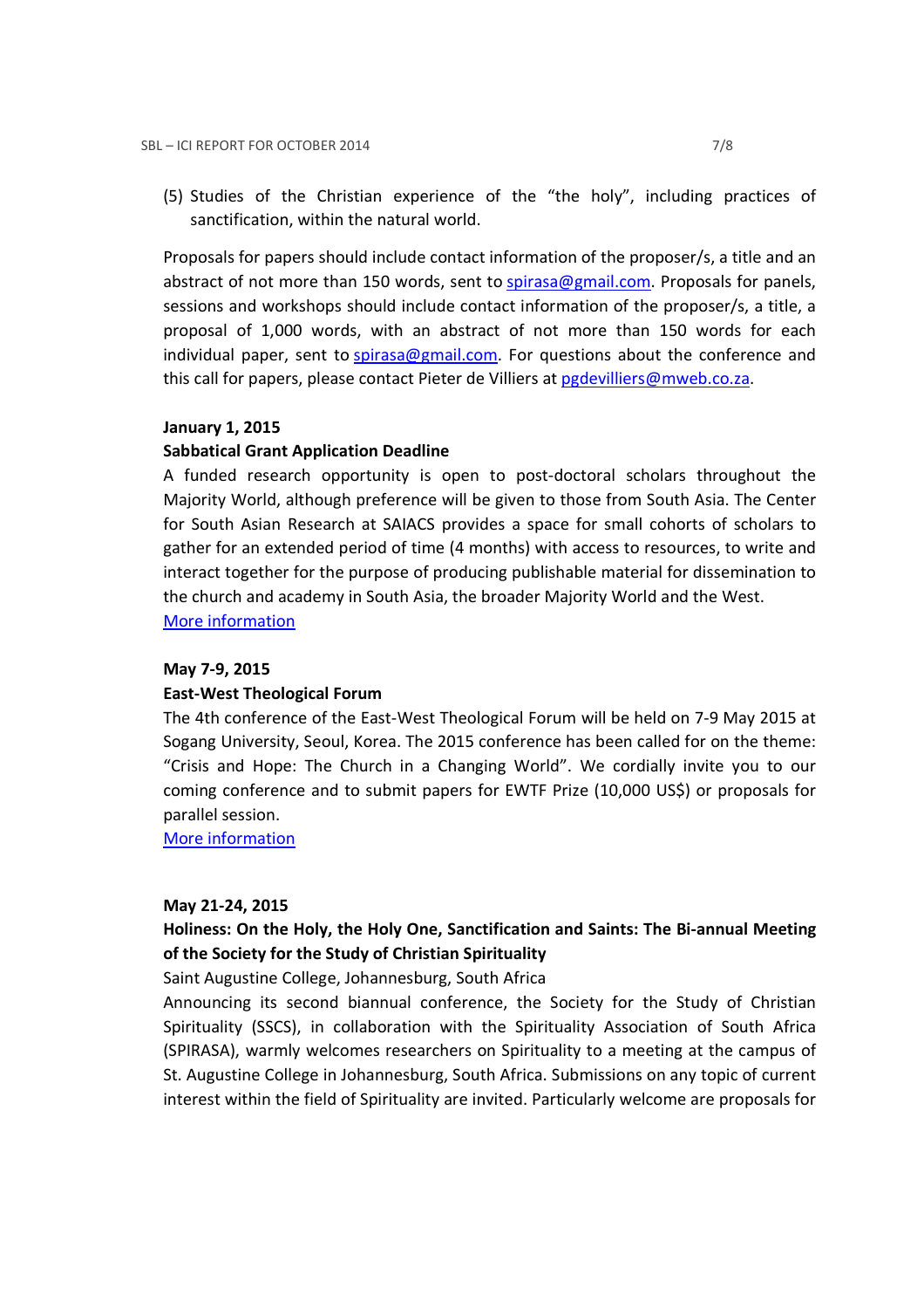(5) Studies of the Christian experience of the "the holy", including practices of sanctification, within the natural world.

Proposals for papers should include contact information of the proposer/s, a title and an abstract of not more than 150 words, sent to spirasa@gmail.com. Proposals for panels, sessions and workshops should include contact information of the proposer/s, a title, a proposal of 1,000 words, with an abstract of not more than 150 words for each individual paper, sent to spirasa@gmail.com. For questions about the conference and this call for papers, please contact Pieter de Villiers at pgdevilliers@mweb.co.za.

**January 1, 2015**

**Sabbatical Grant Application Deadline**

A funded research opportunity is open to post-doctoral scholars throughout the Majority World, although preference will be given to those from South Asia. The Center for South Asian Research at SAIACS provides a space for small cohorts of scholars to gather for an extended period of time (4 months) with access to resources, to write and interact together for the purpose of producing publishable material for dissemination to the church and academy in South Asia, the broader Majority World and the West.
More information

**May 7-9, 2015**

**East-West Theological Forum**

The 4th conference of the East-West Theological Forum will be held on 7-9 May 2015 at Sogang University, Seoul, Korea. The 2015 conference has been called for on the theme: "Crisis and Hope: The Church in a Changing World". We cordially invite you to our coming conference and to submit papers for EWTF Prize (10,000 US$) or proposals for parallel session.
More information

**May 21-24, 2015**

**Holiness: On the Holy, the Holy One, Sanctification and Saints: The Bi-annual Meeting of the Society for the Study of Christian Spirituality**

Saint Augustine College, Johannesburg, South Africa

Announcing its second biannual conference, the Society for the Study of Christian Spirituality (SSCS), in collaboration with the Spirituality Association of South Africa (SPIRASA), warmly welcomes researchers on Spirituality to a meeting at the campus of St. Augustine College in Johannesburg, South Africa. Submissions on any topic of current interest within the field of Spirituality are invited. Particularly welcome are proposals for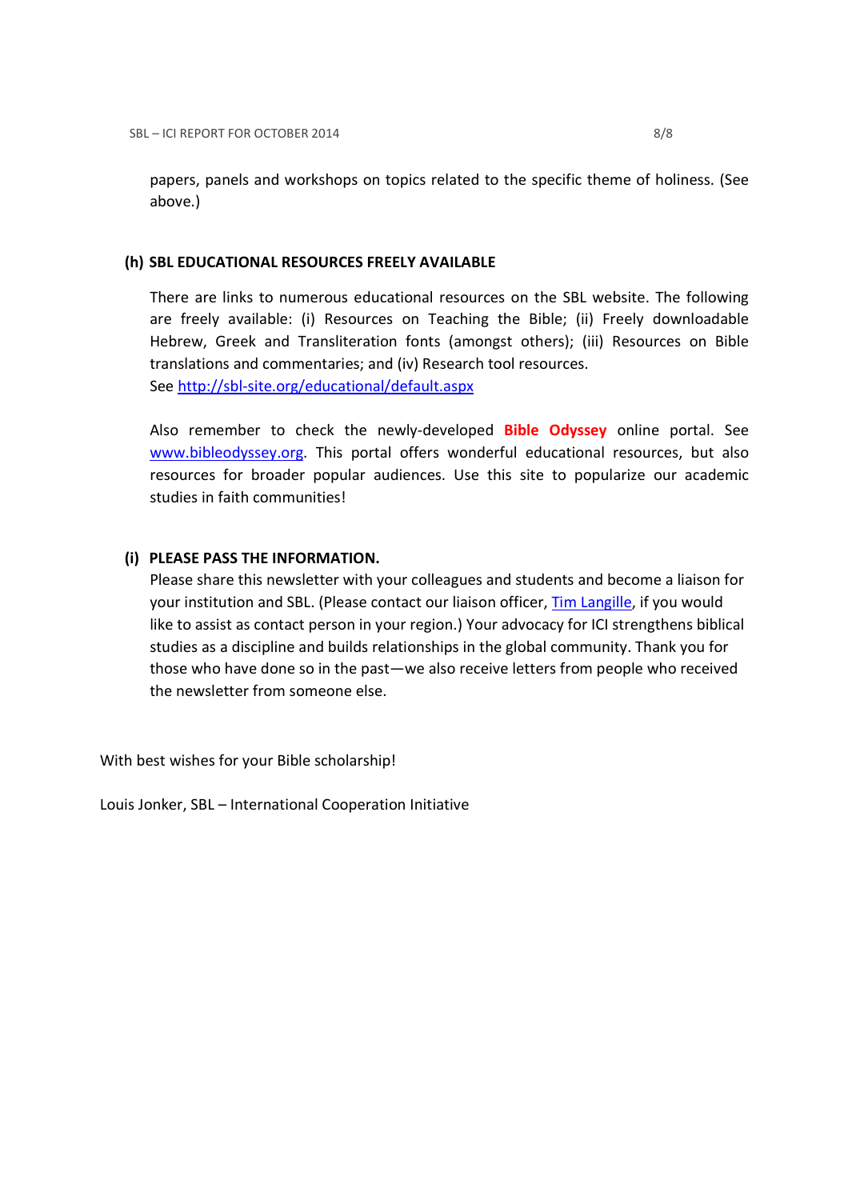papers, panels and workshops on topics related to the specific theme of holiness. (See above.)

## (h) SBL EDUCATIONAL RESOURCES FREELY AVAILABLE

There are links to numerous educational resources on the SBL website. The following are freely available: (i) Resources on Teaching the Bible; (ii) Freely downloadable Hebrew, Greek and Transliteration fonts (amongst others); (iii) Resources on Bible translations and commentaries; and (iv) Research tool resources.
See [http://sbl-site.org/educational/default.aspx](http://sbl-site.org/educational/default.aspx)

Also remember to check the newly-developed **Bible Odyssey** online portal. See [www.bibleodyssey.org](http://www.bibleodyssey.org). This portal offers wonderful educational resources, but also resources for broader popular audiences. Use this site to popularize our academic studies in faith communities!

## (i) PLEASE PASS THE INFORMATION.

Please share this newsletter with your colleagues and students and become a liaison for your institution and SBL. (Please contact our liaison officer, Tim Langille, if you would like to assist as contact person in your region.) Your advocacy for ICI strengthens biblical studies as a discipline and builds relationships in the global community. Thank you for those who have done so in the past—we also receive letters from people who received the newsletter from someone else.

With best wishes for your Bible scholarship!

Louis Jonker, SBL – International Cooperation Initiative